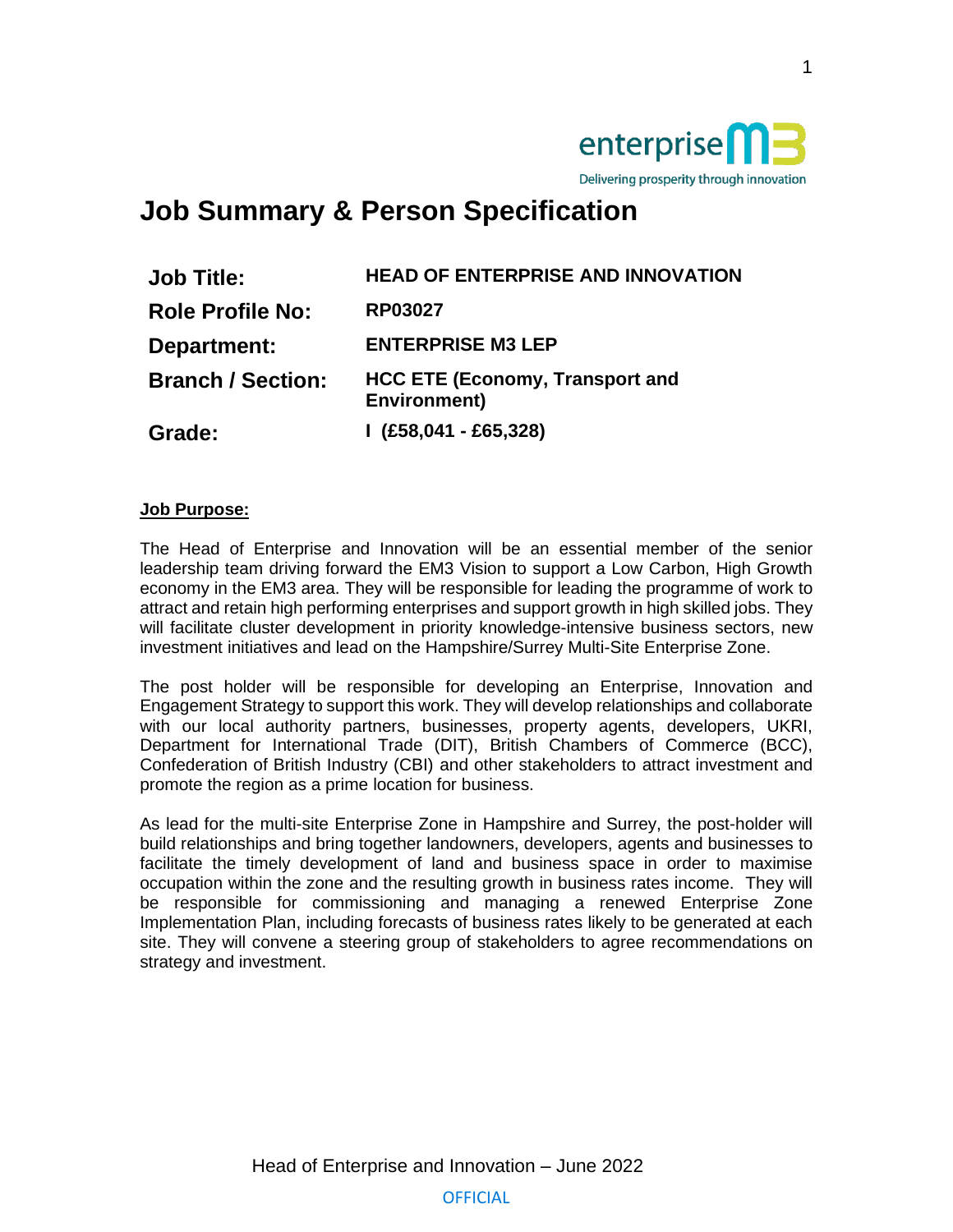# Job Summary & Person Specification

| | |
|---|---|
| **Job Title:** | **HEAD OF ENTERPRISE AND INNOVATION** |
| **Role Profile No:** | **RP03027** |
| **Department:** | **ENTERPRISE M3 LEP** |
| **Branch / Section:** | **HCC ETE (Economy, Transport and Environment)** |
| **Grade:** | **I (£58,041 - £65,328)** |

**Job Purpose:**

The Head of Enterprise and Innovation will be an essential member of the senior leadership team driving forward the EM3 Vision to support a Low Carbon, High Growth economy in the EM3 area. They will be responsible for leading the programme of work to attract and retain high performing enterprises and support growth in high skilled jobs. They will facilitate cluster development in priority knowledge-intensive business sectors, new investment initiatives and lead on the Hampshire/Surrey Multi-Site Enterprise Zone.

The post holder will be responsible for developing an Enterprise, Innovation and Engagement Strategy to support this work. They will develop relationships and collaborate with our local authority partners, businesses, property agents, developers, UKRI, Department for International Trade (DIT), British Chambers of Commerce (BCC), Confederation of British Industry (CBI) and other stakeholders to attract investment and promote the region as a prime location for business.

As lead for the multi-site Enterprise Zone in Hampshire and Surrey, the post-holder will build relationships and bring together landowners, developers, agents and businesses to facilitate the timely development of land and business space in order to maximise occupation within the zone and the resulting growth in business rates income. They will be responsible for commissioning and managing a renewed Enterprise Zone Implementation Plan, including forecasts of business rates likely to be generated at each site. They will convene a steering group of stakeholders to agree recommendations on strategy and investment.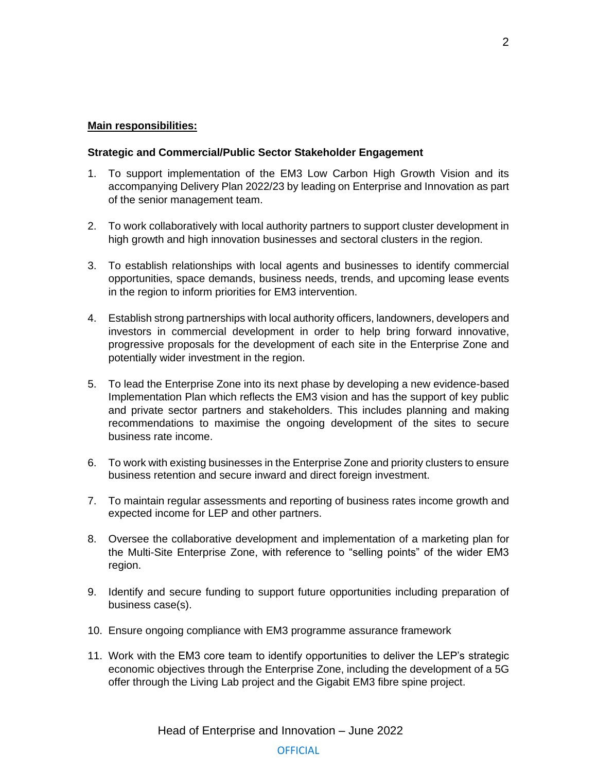**Main responsibilities:**

**Strategic and Commercial/Public Sector Stakeholder Engagement**

1. To support implementation of the EM3 Low Carbon High Growth Vision and its accompanying Delivery Plan 2022/23 by leading on Enterprise and Innovation as part of the senior management team.

2. To work collaboratively with local authority partners to support cluster development in high growth and high innovation businesses and sectoral clusters in the region.

3. To establish relationships with local agents and businesses to identify commercial opportunities, space demands, business needs, trends, and upcoming lease events in the region to inform priorities for EM3 intervention.

4. Establish strong partnerships with local authority officers, landowners, developers and investors in commercial development in order to help bring forward innovative, progressive proposals for the development of each site in the Enterprise Zone and potentially wider investment in the region.

5. To lead the Enterprise Zone into its next phase by developing a new evidence-based Implementation Plan which reflects the EM3 vision and has the support of key public and private sector partners and stakeholders. This includes planning and making recommendations to maximise the ongoing development of the sites to secure business rate income.

6. To work with existing businesses in the Enterprise Zone and priority clusters to ensure business retention and secure inward and direct foreign investment.

7. To maintain regular assessments and reporting of business rates income growth and expected income for LEP and other partners.

8. Oversee the collaborative development and implementation of a marketing plan for the Multi-Site Enterprise Zone, with reference to "selling points" of the wider EM3 region.

9. Identify and secure funding to support future opportunities including preparation of business case(s).

10. Ensure ongoing compliance with EM3 programme assurance framework

11. Work with the EM3 core team to identify opportunities to deliver the LEP's strategic economic objectives through the Enterprise Zone, including the development of a 5G offer through the Living Lab project and the Gigabit EM3 fibre spine project.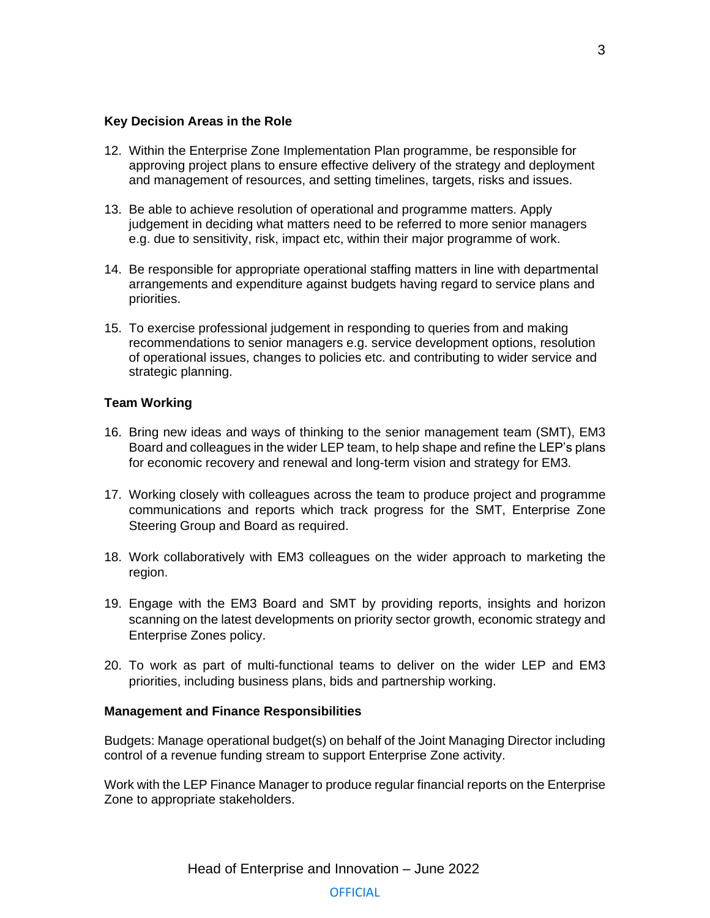**Key Decision Areas in the Role**

12. Within the Enterprise Zone Implementation Plan programme, be responsible for approving project plans to ensure effective delivery of the strategy and deployment and management of resources, and setting timelines, targets, risks and issues.

13. Be able to achieve resolution of operational and programme matters. Apply judgement in deciding what matters need to be referred to more senior managers e.g. due to sensitivity, risk, impact etc, within their major programme of work.

14. Be responsible for appropriate operational staffing matters in line with departmental arrangements and expenditure against budgets having regard to service plans and priorities.

15. To exercise professional judgement in responding to queries from and making recommendations to senior managers e.g. service development options, resolution of operational issues, changes to policies etc. and contributing to wider service and strategic planning.

**Team Working**

16. Bring new ideas and ways of thinking to the senior management team (SMT), EM3 Board and colleagues in the wider LEP team, to help shape and refine the LEP's plans for economic recovery and renewal and long-term vision and strategy for EM3.

17. Working closely with colleagues across the team to produce project and programme communications and reports which track progress for the SMT, Enterprise Zone Steering Group and Board as required.

18. Work collaboratively with EM3 colleagues on the wider approach to marketing the region.

19. Engage with the EM3 Board and SMT by providing reports, insights and horizon scanning on the latest developments on priority sector growth, economic strategy and Enterprise Zones policy.

20. To work as part of multi-functional teams to deliver on the wider LEP and EM3 priorities, including business plans, bids and partnership working.

**Management and Finance Responsibilities**

Budgets: Manage operational budget(s) on behalf of the Joint Managing Director including control of a revenue funding stream to support Enterprise Zone activity.

Work with the LEP Finance Manager to produce regular financial reports on the Enterprise Zone to appropriate stakeholders.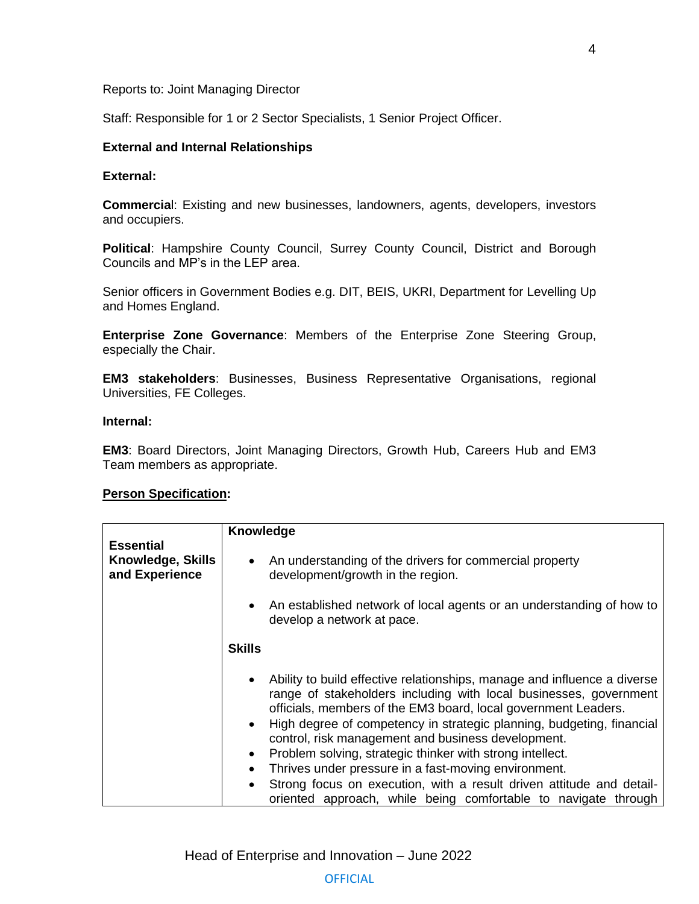Reports to: Joint Managing Director

Staff: Responsible for 1 or 2 Sector Specialists, 1 Senior Project Officer.

**External and Internal Relationships**

**External:**

**Commercial**: Existing and new businesses, landowners, agents, developers, investors and occupiers.

**Political**: Hampshire County Council, Surrey County Council, District and Borough Councils and MP's in the LEP area.

Senior officers in Government Bodies e.g. DIT, BEIS, UKRI, Department for Levelling Up and Homes England.

**Enterprise Zone Governance**: Members of the Enterprise Zone Steering Group, especially the Chair.

**EM3 stakeholders**: Businesses, Business Representative Organisations, regional Universities, FE Colleges.

**Internal:**

**EM3**: Board Directors, Joint Managing Directors, Growth Hub, Careers Hub and EM3 Team members as appropriate.

**Person Specification:**

| | |
|---|---|
| **Essential Knowledge, Skills and Experience** | **Knowledge**<br><br>• An understanding of the drivers for commercial property development/growth in the region.<br><br>• An established network of local agents or an understanding of how to develop a network at pace.<br><br>**Skills**<br><br>• Ability to build effective relationships, manage and influence a diverse range of stakeholders including with local businesses, government officials, members of the EM3 board, local government Leaders.<br>• High degree of competency in strategic planning, budgeting, financial control, risk management and business development.<br>• Problem solving, strategic thinker with strong intellect.<br>• Thrives under pressure in a fast-moving environment.<br>• Strong focus on execution, with a result driven attitude and detail-oriented approach, while being comfortable to navigate through |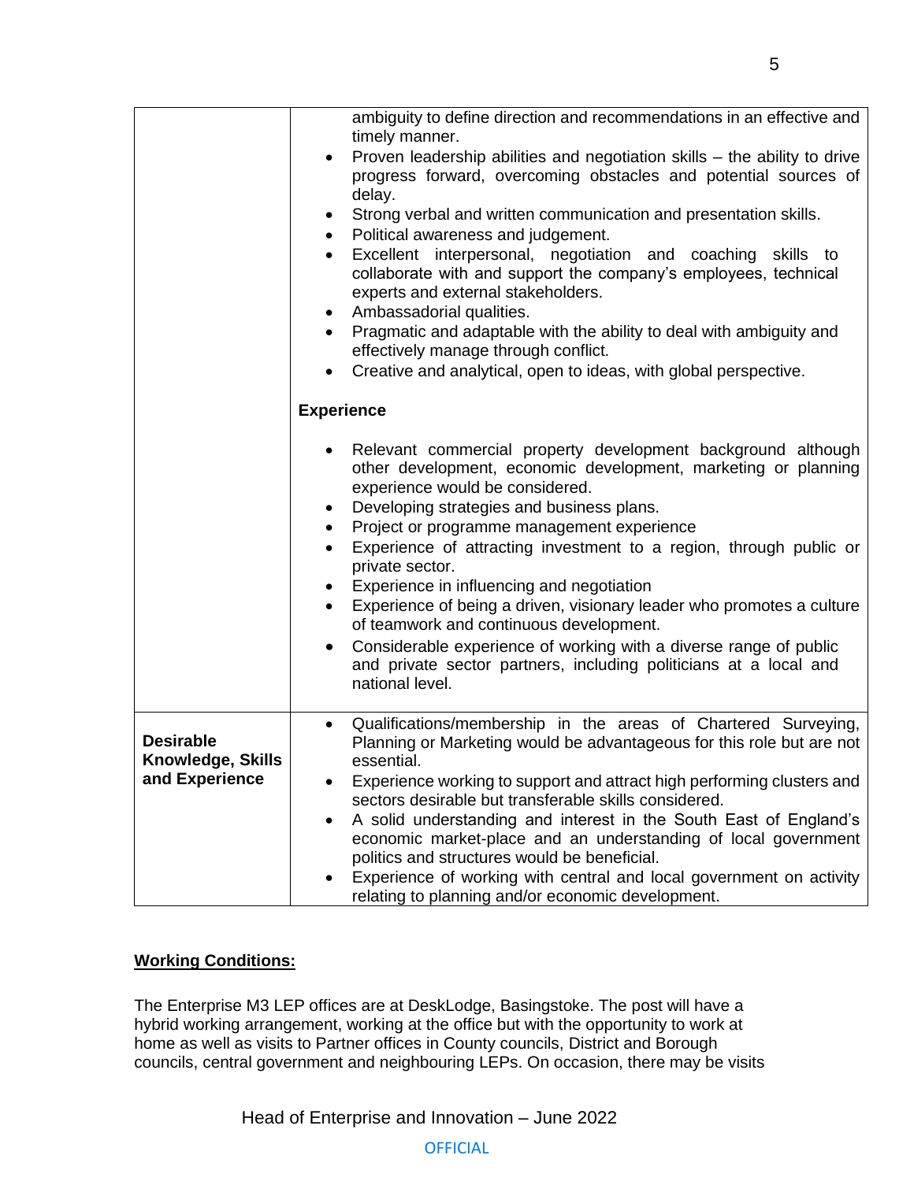| | |
|---|---|
| | ambiguity to define direction and recommendations in an effective and timely manner.<br>• Proven leadership abilities and negotiation skills – the ability to drive progress forward, overcoming obstacles and potential sources of delay.<br>• Strong verbal and written communication and presentation skills.<br>• Political awareness and judgement.<br>• Excellent interpersonal, negotiation and coaching skills to collaborate with and support the company's employees, technical experts and external stakeholders.<br>• Ambassadorial qualities.<br>• Pragmatic and adaptable with the ability to deal with ambiguity and effectively manage through conflict.<br>• Creative and analytical, open to ideas, with global perspective.<br><br>**Experience**<br><br>• Relevant commercial property development background although other development, economic development, marketing or planning experience would be considered.<br>• Developing strategies and business plans.<br>• Project or programme management experience<br>• Experience of attracting investment to a region, through public or private sector.<br>• Experience in influencing and negotiation<br>• Experience of being a driven, visionary leader who promotes a culture of teamwork and continuous development.<br>• Considerable experience of working with a diverse range of public and private sector partners, including politicians at a local and national level. |
| **Desirable Knowledge, Skills and Experience** | • Qualifications/membership in the areas of Chartered Surveying, Planning or Marketing would be advantageous for this role but are not essential.<br>• Experience working to support and attract high performing clusters and sectors desirable but transferable skills considered.<br>• A solid understanding and interest in the South East of England's economic market-place and an understanding of local government politics and structures would be beneficial.<br>• Experience of working with central and local government on activity relating to planning and/or economic development. |

**Working Conditions:**

The Enterprise M3 LEP offices are at DeskLodge, Basingstoke. The post will have a hybrid working arrangement, working at the office but with the opportunity to work at home as well as visits to Partner offices in County councils, District and Borough councils, central government and neighbouring LEPs. On occasion, there may be visits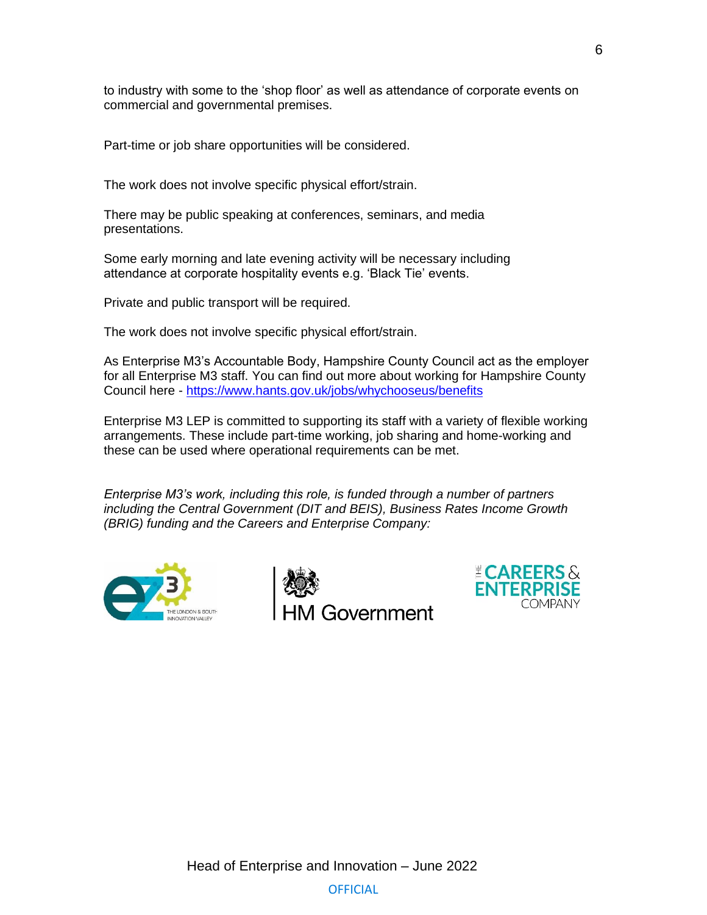to industry with some to the 'shop floor' as well as attendance of corporate events on commercial and governmental premises.

Part-time or job share opportunities will be considered.

The work does not involve specific physical effort/strain.

There may be public speaking at conferences, seminars, and media presentations.

Some early morning and late evening activity will be necessary including attendance at corporate hospitality events e.g. 'Black Tie' events.

Private and public transport will be required.

The work does not involve specific physical effort/strain.

As Enterprise M3's Accountable Body, Hampshire County Council act as the employer for all Enterprise M3 staff. You can find out more about working for Hampshire County Council here - https://www.hants.gov.uk/jobs/whychooseus/benefits

Enterprise M3 LEP is committed to supporting its staff with a variety of flexible working arrangements. These include part-time working, job sharing and home-working and these can be used where operational requirements can be met.

*Enterprise M3's work, including this role, is funded through a number of partners including the Central Government (DIT and BEIS), Business Rates Income Growth (BRIG) funding and the Careers and Enterprise Company:*